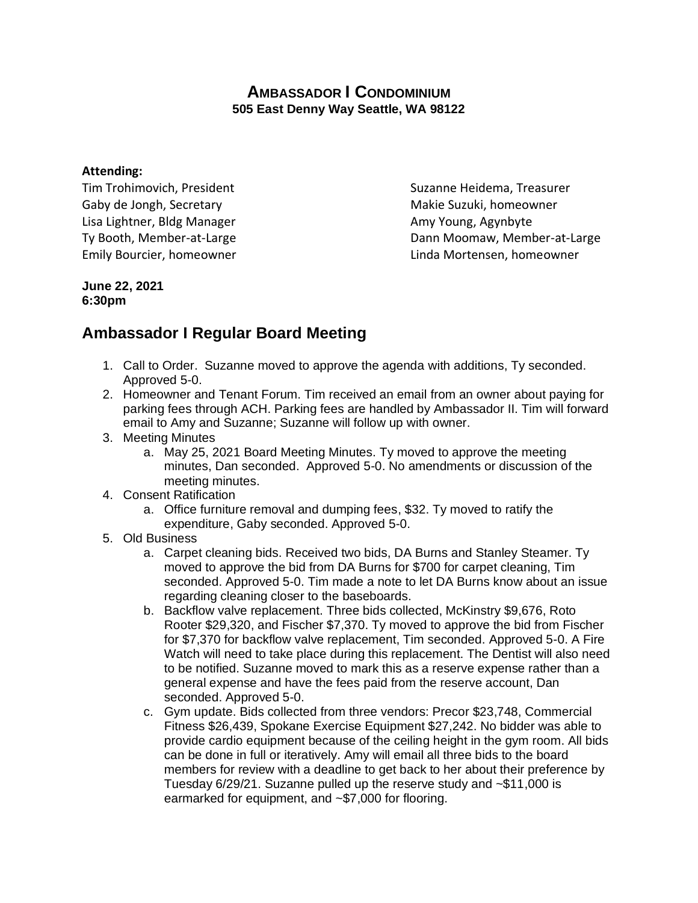# AMBASSADOR I CONDOMINIUM

**505 East Denny Way Seattle, WA 98122**

**Attending:**

Tim Trohimovich, President
Gaby de Jongh, Secretary
Lisa Lightner, Bldg Manager
Ty Booth, Member-at-Large
Emily Bourcier, homeowner
Suzanne Heidema, Treasurer
Makie Suzuki, homeowner
Amy Young, Agynbyte
Dann Moomaw, Member-at-Large
Linda Mortensen, homeowner

**June 22, 2021**
**6:30pm**

## Ambassador I Regular Board Meeting

1. Call to Order. Suzanne moved to approve the agenda with additions, Ty seconded. Approved 5-0.
2. Homeowner and Tenant Forum. Tim received an email from an owner about paying for parking fees through ACH. Parking fees are handled by Ambassador II. Tim will forward email to Amy and Suzanne; Suzanne will follow up with owner.
3. Meeting Minutes
   a. May 25, 2021 Board Meeting Minutes. Ty moved to approve the meeting minutes, Dan seconded. Approved 5-0. No amendments or discussion of the meeting minutes.
4. Consent Ratification
   a. Office furniture removal and dumping fees, $32. Ty moved to ratify the expenditure, Gaby seconded. Approved 5-0.
5. Old Business
   a. Carpet cleaning bids. Received two bids, DA Burns and Stanley Steamer. Ty moved to approve the bid from DA Burns for $700 for carpet cleaning, Tim seconded. Approved 5-0. Tim made a note to let DA Burns know about an issue regarding cleaning closer to the baseboards.
   b. Backflow valve replacement. Three bids collected, McKinstry $9,676, Roto Rooter $29,320, and Fischer $7,370. Ty moved to approve the bid from Fischer for $7,370 for backflow valve replacement, Tim seconded. Approved 5-0. A Fire Watch will need to take place during this replacement. The Dentist will also need to be notified. Suzanne moved to mark this as a reserve expense rather than a general expense and have the fees paid from the reserve account, Dan seconded. Approved 5-0.
   c. Gym update. Bids collected from three vendors: Precor $23,748, Commercial Fitness $26,439, Spokane Exercise Equipment $27,242. No bidder was able to provide cardio equipment because of the ceiling height in the gym room. All bids can be done in full or iteratively. Amy will email all three bids to the board members for review with a deadline to get back to her about their preference by Tuesday 6/29/21. Suzanne pulled up the reserve study and ~$11,000 is earmarked for equipment, and ~$7,000 for flooring.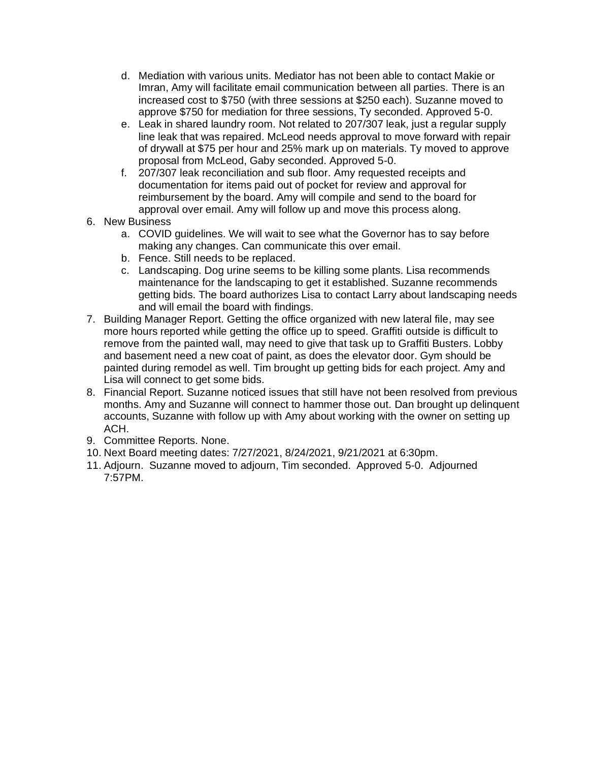d. Mediation with various units. Mediator has not been able to contact Makie or Imran, Amy will facilitate email communication between all parties. There is an increased cost to $750 (with three sessions at $250 each). Suzanne moved to approve $750 for mediation for three sessions, Ty seconded. Approved 5-0.
   e. Leak in shared laundry room. Not related to 207/307 leak, just a regular supply line leak that was repaired. McLeod needs approval to move forward with repair of drywall at $75 per hour and 25% mark up on materials. Ty moved to approve proposal from McLeod, Gaby seconded. Approved 5-0.
   f. 207/307 leak reconciliation and sub floor. Amy requested receipts and documentation for items paid out of pocket for review and approval for reimbursement by the board. Amy will compile and send to the board for approval over email. Amy will follow up and move this process along.

6. New Business
   a. COVID guidelines. We will wait to see what the Governor has to say before making any changes. Can communicate this over email.
   b. Fence. Still needs to be replaced.
   c. Landscaping. Dog urine seems to be killing some plants. Lisa recommends maintenance for the landscaping to get it established. Suzanne recommends getting bids. The board authorizes Lisa to contact Larry about landscaping needs and will email the board with findings.
7. Building Manager Report. Getting the office organized with new lateral file, may see more hours reported while getting the office up to speed. Graffiti outside is difficult to remove from the painted wall, may need to give that task up to Graffiti Busters. Lobby and basement need a new coat of paint, as does the elevator door. Gym should be painted during remodel as well. Tim brought up getting bids for each project. Amy and Lisa will connect to get some bids.
8. Financial Report. Suzanne noticed issues that still have not been resolved from previous months. Amy and Suzanne will connect to hammer those out. Dan brought up delinquent accounts, Suzanne with follow up with Amy about working with the owner on setting up ACH.
9. Committee Reports. None.
10. Next Board meeting dates: 7/27/2021, 8/24/2021, 9/21/2021 at 6:30pm.
11. Adjourn. Suzanne moved to adjourn, Tim seconded. Approved 5-0. Adjourned 7:57PM.